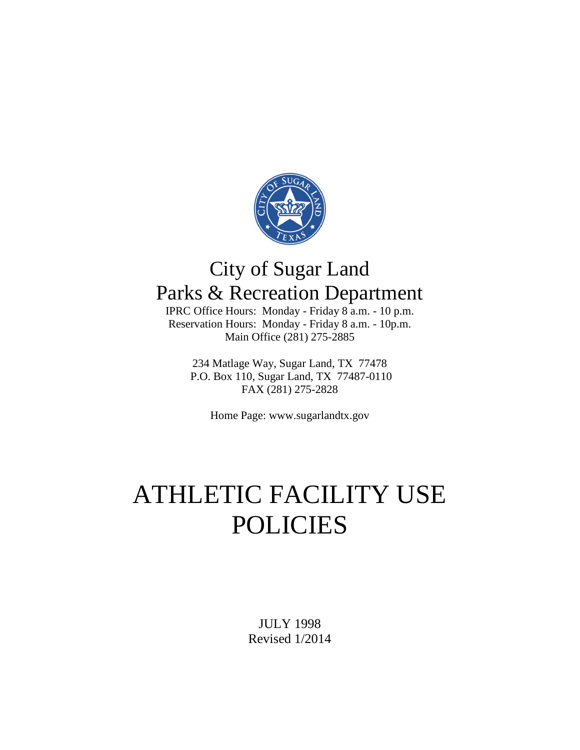# City of Sugar Land
# Parks & Recreation Department

IPRC Office Hours: Monday - Friday 8 a.m. - 10 p.m.
Reservation Hours: Monday - Friday 8 a.m. - 10p.m.
Main Office (281) 275-2885

234 Matlage Way, Sugar Land, TX 77478
P.O. Box 110, Sugar Land, TX 77487-0110
FAX (281) 275-2828

Home Page: www.sugarlandtx.gov

# ATHLETIC FACILITY USE POLICIES

JULY 1998
Revised 1/2014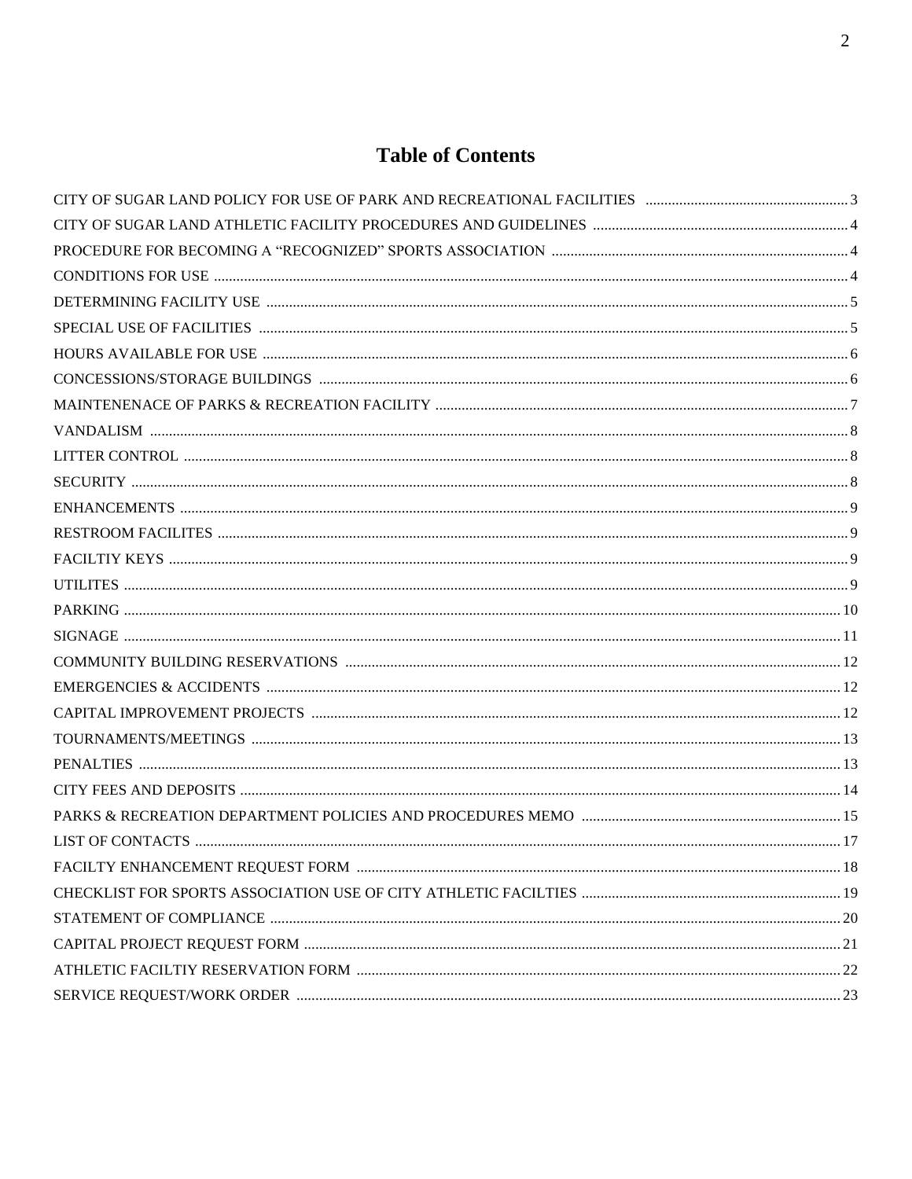# Table of Contents

| Section | Page |
|---|---|
| CITY OF SUGAR LAND POLICY FOR USE OF PARK AND RECREATIONAL FACILITIES | 3 |
| CITY OF SUGAR LAND ATHLETIC FACILITY PROCEDURES AND GUIDELINES | 4 |
| PROCEDURE FOR BECOMING A "RECOGNIZED" SPORTS ASSOCIATION | 4 |
| CONDITIONS FOR USE | 4 |
| DETERMINING FACILITY USE | 5 |
| SPECIAL USE OF FACILITIES | 5 |
| HOURS AVAILABLE FOR USE | 6 |
| CONCESSIONS/STORAGE BUILDINGS | 6 |
| MAINTENENACE OF PARKS & RECREATION FACILITY | 7 |
| VANDALISM | 8 |
| LITTER CONTROL | 8 |
| SECURITY | 8 |
| ENHANCEMENTS | 9 |
| RESTROOM FACILITES | 9 |
| FACILTIY KEYS | 9 |
| UTILITES | 9 |
| PARKING | 10 |
| SIGNAGE | 11 |
| COMMUNITY BUILDING RESERVATIONS | 12 |
| EMERGENCIES & ACCIDENTS | 12 |
| CAPITAL IMPROVEMENT PROJECTS | 12 |
| TOURNAMENTS/MEETINGS | 13 |
| PENALTIES | 13 |
| CITY FEES AND DEPOSITS | 14 |
| PARKS & RECREATION DEPARTMENT POLICIES AND PROCEDURES MEMO | 15 |
| LIST OF CONTACTS | 17 |
| FACILTY ENHANCEMENT REQUEST FORM | 18 |
| CHECKLIST FOR SPORTS ASSOCIATION USE OF CITY ATHLETIC FACILTIES | 19 |
| STATEMENT OF COMPLIANCE | 20 |
| CAPITAL PROJECT REQUEST FORM | 21 |
| ATHLETIC FACILTIY RESERVATION FORM | 22 |
| SERVICE REQUEST/WORK ORDER | 23 |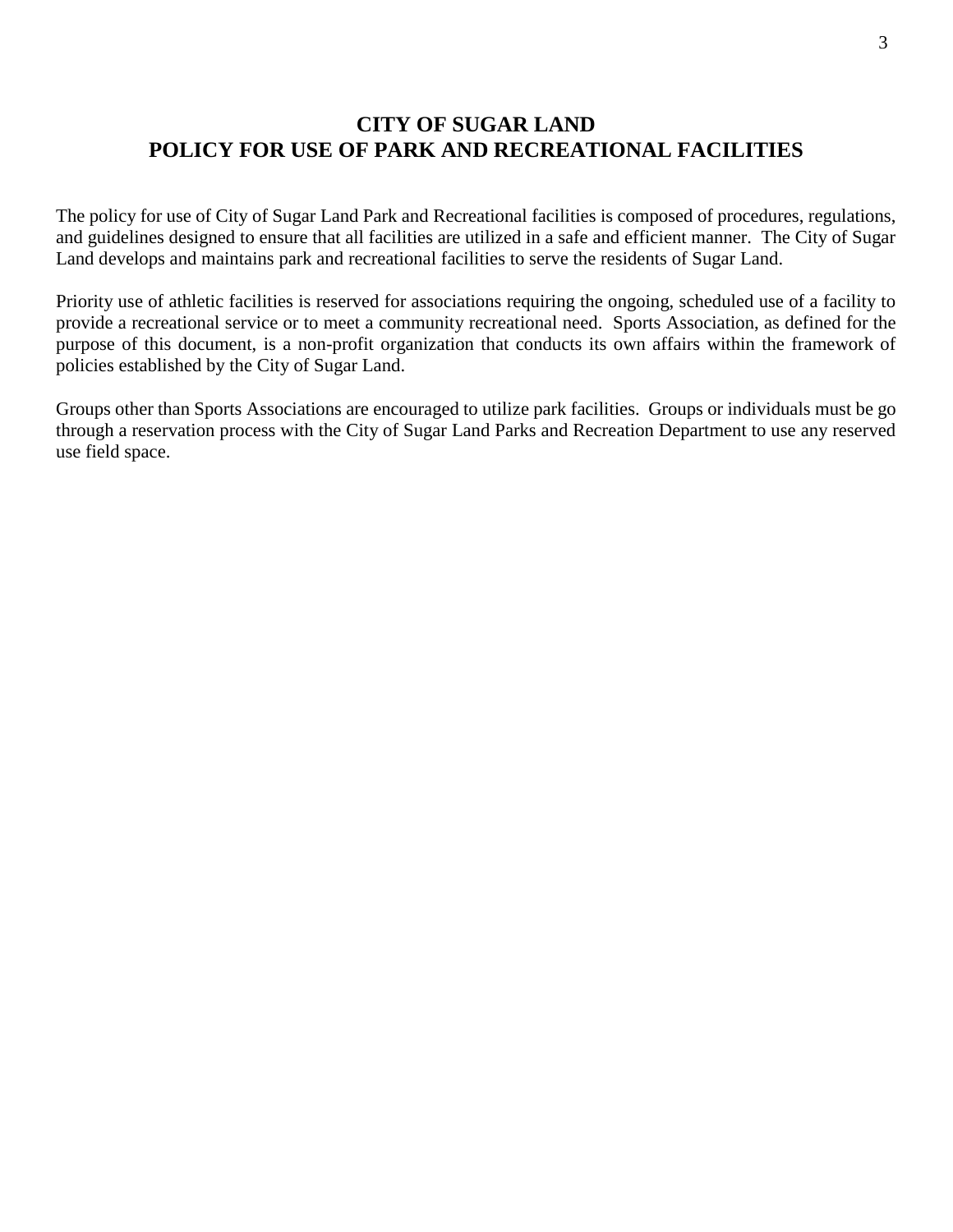# CITY OF SUGAR LAND
# POLICY FOR USE OF PARK AND RECREATIONAL FACILITIES

The policy for use of City of Sugar Land Park and Recreational facilities is composed of procedures, regulations, and guidelines designed to ensure that all facilities are utilized in a safe and efficient manner. The City of Sugar Land develops and maintains park and recreational facilities to serve the residents of Sugar Land.

Priority use of athletic facilities is reserved for associations requiring the ongoing, scheduled use of a facility to provide a recreational service or to meet a community recreational need. Sports Association, as defined for the purpose of this document, is a non-profit organization that conducts its own affairs within the framework of policies established by the City of Sugar Land.

Groups other than Sports Associations are encouraged to utilize park facilities. Groups or individuals must be go through a reservation process with the City of Sugar Land Parks and Recreation Department to use any reserved use field space.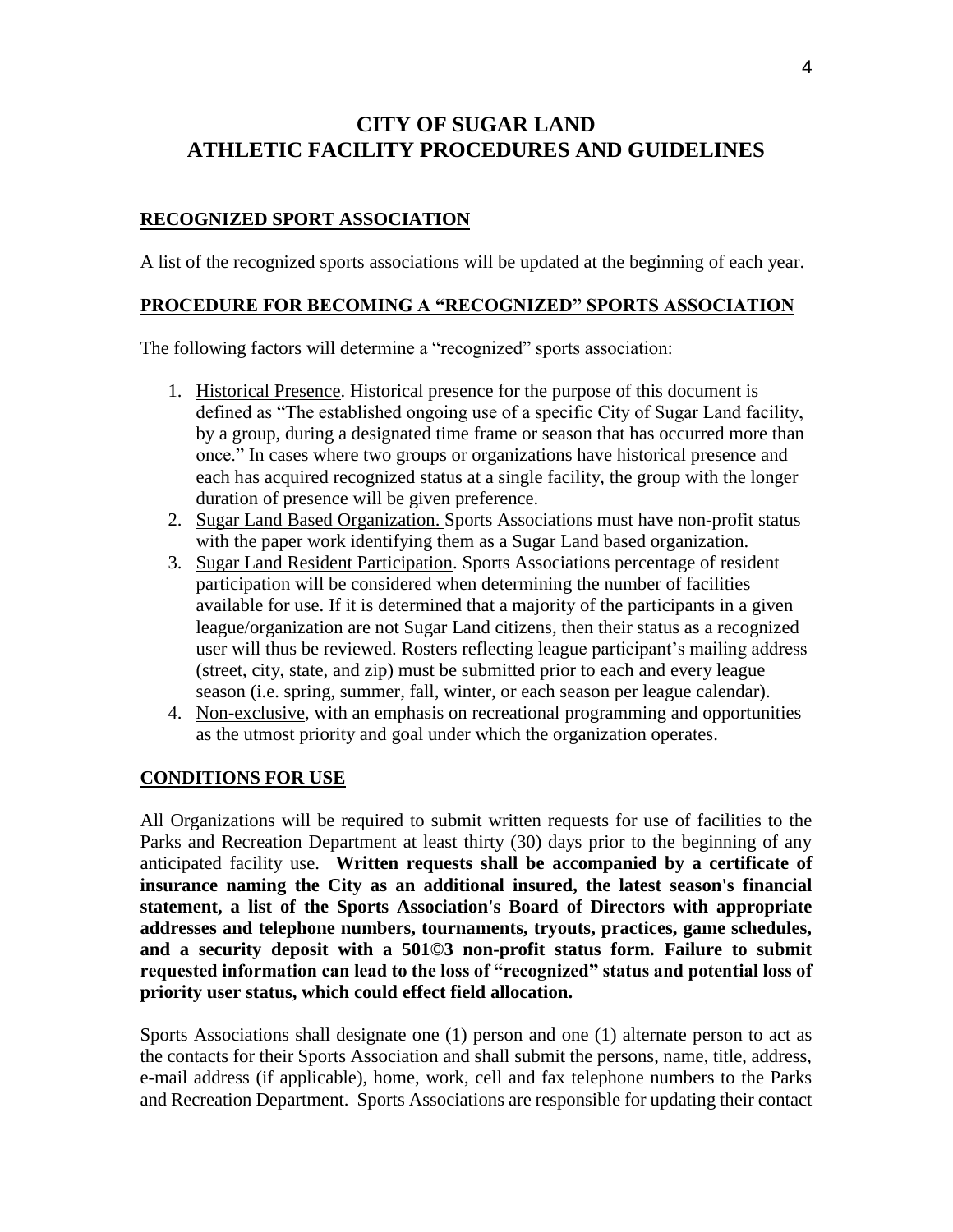# CITY OF SUGAR LAND
# ATHLETIC FACILITY PROCEDURES AND GUIDELINES

## RECOGNIZED SPORT ASSOCIATION

A list of the recognized sports associations will be updated at the beginning of each year.

## PROCEDURE FOR BECOMING A "RECOGNIZED" SPORTS ASSOCIATION

The following factors will determine a "recognized" sports association:

1. Historical Presence. Historical presence for the purpose of this document is defined as "The established ongoing use of a specific City of Sugar Land facility, by a group, during a designated time frame or season that has occurred more than once." In cases where two groups or organizations have historical presence and each has acquired recognized status at a single facility, the group with the longer duration of presence will be given preference.
2. Sugar Land Based Organization. Sports Associations must have non-profit status with the paper work identifying them as a Sugar Land based organization.
3. Sugar Land Resident Participation. Sports Associations percentage of resident participation will be considered when determining the number of facilities available for use. If it is determined that a majority of the participants in a given league/organization are not Sugar Land citizens, then their status as a recognized user will thus be reviewed. Rosters reflecting league participant's mailing address (street, city, state, and zip) must be submitted prior to each and every league season (i.e. spring, summer, fall, winter, or each season per league calendar).
4. Non-exclusive, with an emphasis on recreational programming and opportunities as the utmost priority and goal under which the organization operates.

## CONDITIONS FOR USE

All Organizations will be required to submit written requests for use of facilities to the Parks and Recreation Department at least thirty (30) days prior to the beginning of any anticipated facility use. **Written requests shall be accompanied by a certificate of insurance naming the City as an additional insured, the latest season's financial statement, a list of the Sports Association's Board of Directors with appropriate addresses and telephone numbers, tournaments, tryouts, practices, game schedules, and a security deposit with a 501©3 non-profit status form. Failure to submit requested information can lead to the loss of "recognized" status and potential loss of priority user status, which could effect field allocation.**

Sports Associations shall designate one (1) person and one (1) alternate person to act as the contacts for their Sports Association and shall submit the persons, name, title, address, e-mail address (if applicable), home, work, cell and fax telephone numbers to the Parks and Recreation Department. Sports Associations are responsible for updating their contact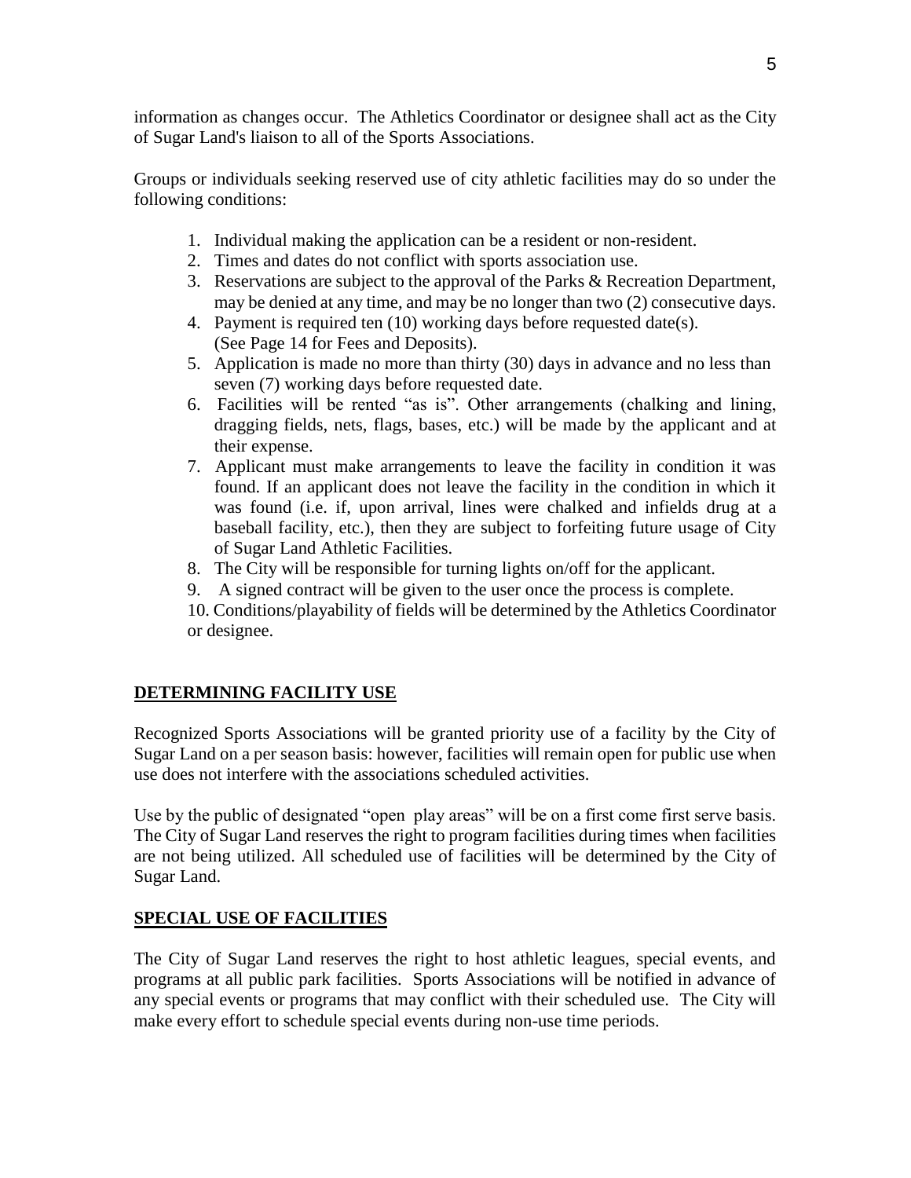information as changes occur. The Athletics Coordinator or designee shall act as the City of Sugar Land's liaison to all of the Sports Associations.

Groups or individuals seeking reserved use of city athletic facilities may do so under the following conditions:

1. Individual making the application can be a resident or non-resident.
2. Times and dates do not conflict with sports association use.
3. Reservations are subject to the approval of the Parks & Recreation Department, may be denied at any time, and may be no longer than two (2) consecutive days.
4. Payment is required ten (10) working days before requested date(s). (See Page 14 for Fees and Deposits).
5. Application is made no more than thirty (30) days in advance and no less than seven (7) working days before requested date.
6. Facilities will be rented "as is". Other arrangements (chalking and lining, dragging fields, nets, flags, bases, etc.) will be made by the applicant and at their expense.
7. Applicant must make arrangements to leave the facility in condition it was found. If an applicant does not leave the facility in the condition in which it was found (i.e. if, upon arrival, lines were chalked and infields drug at a baseball facility, etc.), then they are subject to forfeiting future usage of City of Sugar Land Athletic Facilities.
8. The City will be responsible for turning lights on/off for the applicant.
9. A signed contract will be given to the user once the process is complete.
10. Conditions/playability of fields will be determined by the Athletics Coordinator or designee.

## DETERMINING FACILITY USE

Recognized Sports Associations will be granted priority use of a facility by the City of Sugar Land on a per season basis: however, facilities will remain open for public use when use does not interfere with the associations scheduled activities.

Use by the public of designated "open play areas" will be on a first come first serve basis. The City of Sugar Land reserves the right to program facilities during times when facilities are not being utilized. All scheduled use of facilities will be determined by the City of Sugar Land.

## SPECIAL USE OF FACILITIES

The City of Sugar Land reserves the right to host athletic leagues, special events, and programs at all public park facilities. Sports Associations will be notified in advance of any special events or programs that may conflict with their scheduled use. The City will make every effort to schedule special events during non-use time periods.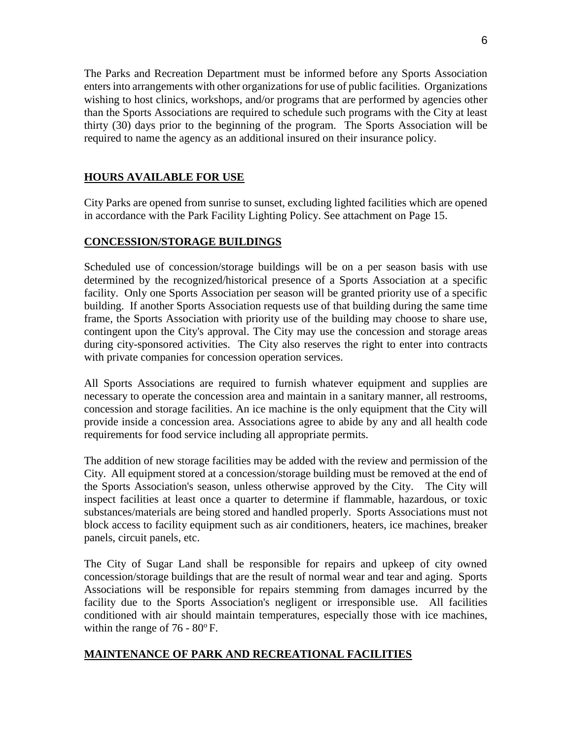The Parks and Recreation Department must be informed before any Sports Association enters into arrangements with other organizations for use of public facilities. Organizations wishing to host clinics, workshops, and/or programs that are performed by agencies other than the Sports Associations are required to schedule such programs with the City at least thirty (30) days prior to the beginning of the program. The Sports Association will be required to name the agency as an additional insured on their insurance policy.

## HOURS AVAILABLE FOR USE

City Parks are opened from sunrise to sunset, excluding lighted facilities which are opened in accordance with the Park Facility Lighting Policy. See attachment on Page 15.

## CONCESSION/STORAGE BUILDINGS

Scheduled use of concession/storage buildings will be on a per season basis with use determined by the recognized/historical presence of a Sports Association at a specific facility. Only one Sports Association per season will be granted priority use of a specific building. If another Sports Association requests use of that building during the same time frame, the Sports Association with priority use of the building may choose to share use, contingent upon the City's approval. The City may use the concession and storage areas during city-sponsored activities. The City also reserves the right to enter into contracts with private companies for concession operation services.

All Sports Associations are required to furnish whatever equipment and supplies are necessary to operate the concession area and maintain in a sanitary manner, all restrooms, concession and storage facilities. An ice machine is the only equipment that the City will provide inside a concession area. Associations agree to abide by any and all health code requirements for food service including all appropriate permits.

The addition of new storage facilities may be added with the review and permission of the City. All equipment stored at a concession/storage building must be removed at the end of the Sports Association's season, unless otherwise approved by the City. The City will inspect facilities at least once a quarter to determine if flammable, hazardous, or toxic substances/materials are being stored and handled properly. Sports Associations must not block access to facility equipment such as air conditioners, heaters, ice machines, breaker panels, circuit panels, etc.

The City of Sugar Land shall be responsible for repairs and upkeep of city owned concession/storage buildings that are the result of normal wear and tear and aging. Sports Associations will be responsible for repairs stemming from damages incurred by the facility due to the Sports Association's negligent or irresponsible use. All facilities conditioned with air should maintain temperatures, especially those with ice machines, within the range of 76 - 80$^{o}$ F.

## MAINTENANCE OF PARK AND RECREATIONAL FACILITIES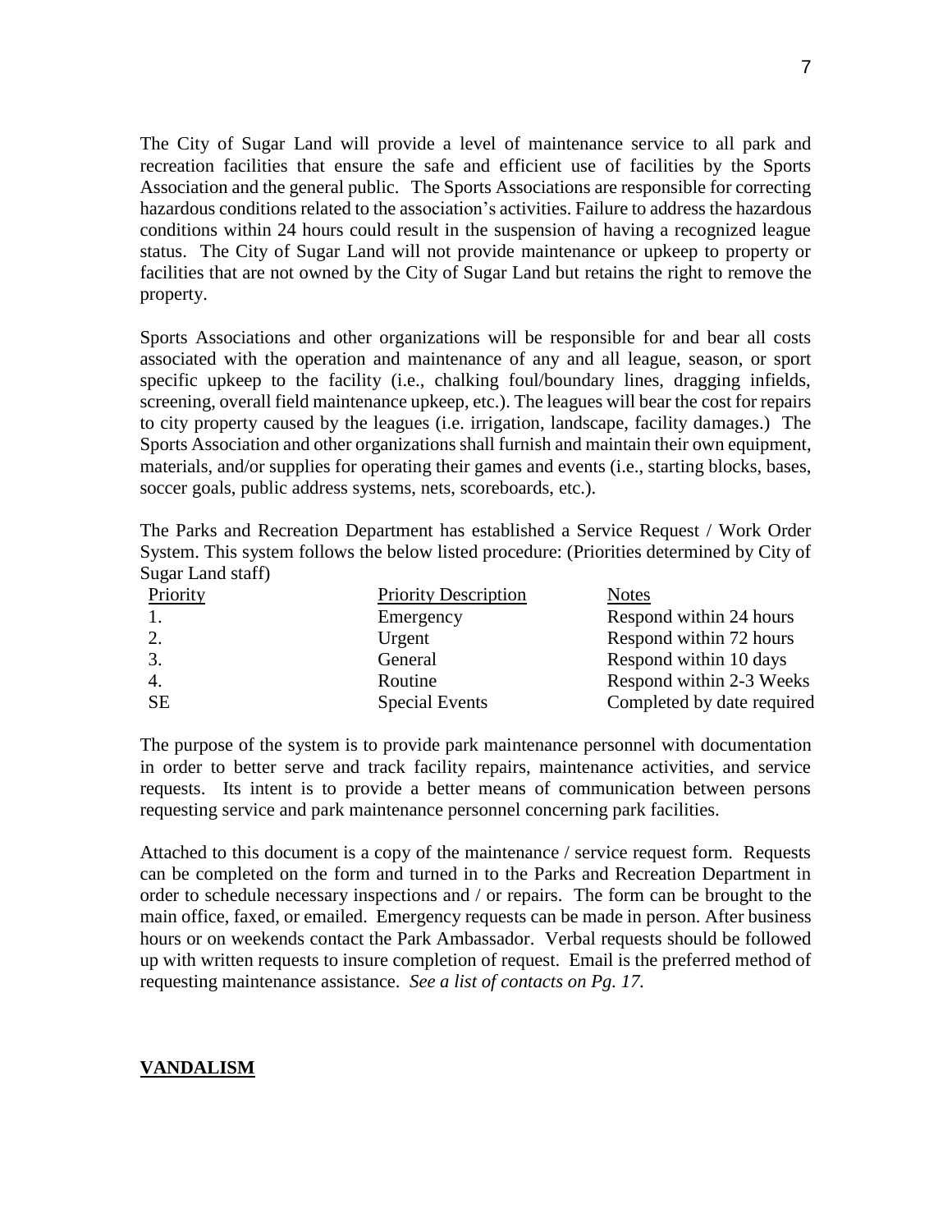The City of Sugar Land will provide a level of maintenance service to all park and recreation facilities that ensure the safe and efficient use of facilities by the Sports Association and the general public. The Sports Associations are responsible for correcting hazardous conditions related to the association's activities. Failure to address the hazardous conditions within 24 hours could result in the suspension of having a recognized league status. The City of Sugar Land will not provide maintenance or upkeep to property or facilities that are not owned by the City of Sugar Land but retains the right to remove the property.

Sports Associations and other organizations will be responsible for and bear all costs associated with the operation and maintenance of any and all league, season, or sport specific upkeep to the facility (i.e., chalking foul/boundary lines, dragging infields, screening, overall field maintenance upkeep, etc.). The leagues will bear the cost for repairs to city property caused by the leagues (i.e. irrigation, landscape, facility damages.) The Sports Association and other organizations shall furnish and maintain their own equipment, materials, and/or supplies for operating their games and events (i.e., starting blocks, bases, soccer goals, public address systems, nets, scoreboards, etc.).

The Parks and Recreation Department has established a Service Request / Work Order System. This system follows the below listed procedure: (Priorities determined by City of Sugar Land staff)

| Priority | Priority Description | Notes |
|---|---|---|
| 1. | Emergency | Respond within 24 hours |
| 2. | Urgent | Respond within 72 hours |
| 3. | General | Respond within 10 days |
| 4. | Routine | Respond within 2-3 Weeks |
| SE | Special Events | Completed by date required |

The purpose of the system is to provide park maintenance personnel with documentation in order to better serve and track facility repairs, maintenance activities, and service requests. Its intent is to provide a better means of communication between persons requesting service and park maintenance personnel concerning park facilities.

Attached to this document is a copy of the maintenance / service request form. Requests can be completed on the form and turned in to the Parks and Recreation Department in order to schedule necessary inspections and / or repairs. The form can be brought to the main office, faxed, or emailed. Emergency requests can be made in person. After business hours or on weekends contact the Park Ambassador. Verbal requests should be followed up with written requests to insure completion of request. Email is the preferred method of requesting maintenance assistance. *See a list of contacts on Pg. 17.*

## VANDALISM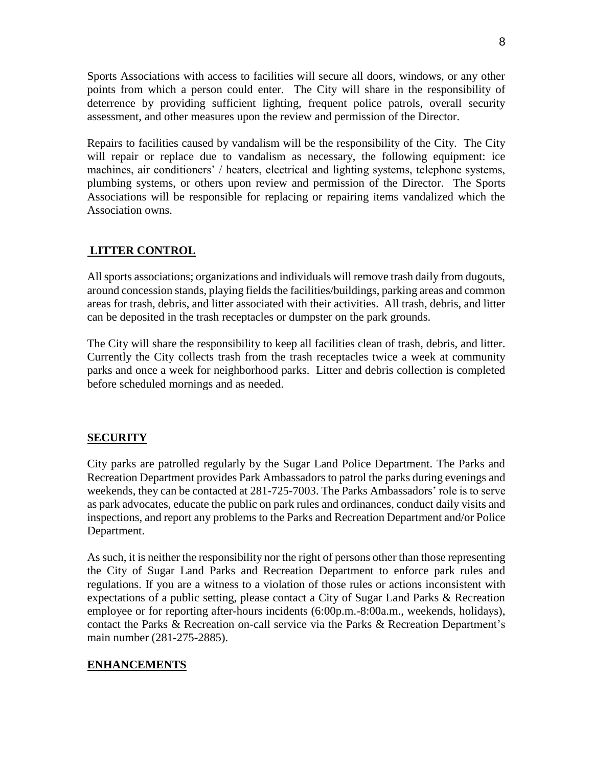Sports Associations with access to facilities will secure all doors, windows, or any other points from which a person could enter. The City will share in the responsibility of deterrence by providing sufficient lighting, frequent police patrols, overall security assessment, and other measures upon the review and permission of the Director.

Repairs to facilities caused by vandalism will be the responsibility of the City. The City will repair or replace due to vandalism as necessary, the following equipment: ice machines, air conditioners' / heaters, electrical and lighting systems, telephone systems, plumbing systems, or others upon review and permission of the Director. The Sports Associations will be responsible for replacing or repairing items vandalized which the Association owns.

## LITTER CONTROL

All sports associations; organizations and individuals will remove trash daily from dugouts, around concession stands, playing fields the facilities/buildings, parking areas and common areas for trash, debris, and litter associated with their activities. All trash, debris, and litter can be deposited in the trash receptacles or dumpster on the park grounds.

The City will share the responsibility to keep all facilities clean of trash, debris, and litter. Currently the City collects trash from the trash receptacles twice a week at community parks and once a week for neighborhood parks. Litter and debris collection is completed before scheduled mornings and as needed.

## SECURITY

City parks are patrolled regularly by the Sugar Land Police Department. The Parks and Recreation Department provides Park Ambassadors to patrol the parks during evenings and weekends, they can be contacted at 281-725-7003. The Parks Ambassadors' role is to serve as park advocates, educate the public on park rules and ordinances, conduct daily visits and inspections, and report any problems to the Parks and Recreation Department and/or Police Department.

As such, it is neither the responsibility nor the right of persons other than those representing the City of Sugar Land Parks and Recreation Department to enforce park rules and regulations. If you are a witness to a violation of those rules or actions inconsistent with expectations of a public setting, please contact a City of Sugar Land Parks & Recreation employee or for reporting after-hours incidents (6:00p.m.-8:00a.m., weekends, holidays), contact the Parks & Recreation on-call service via the Parks & Recreation Department's main number (281-275-2885).

## ENHANCEMENTS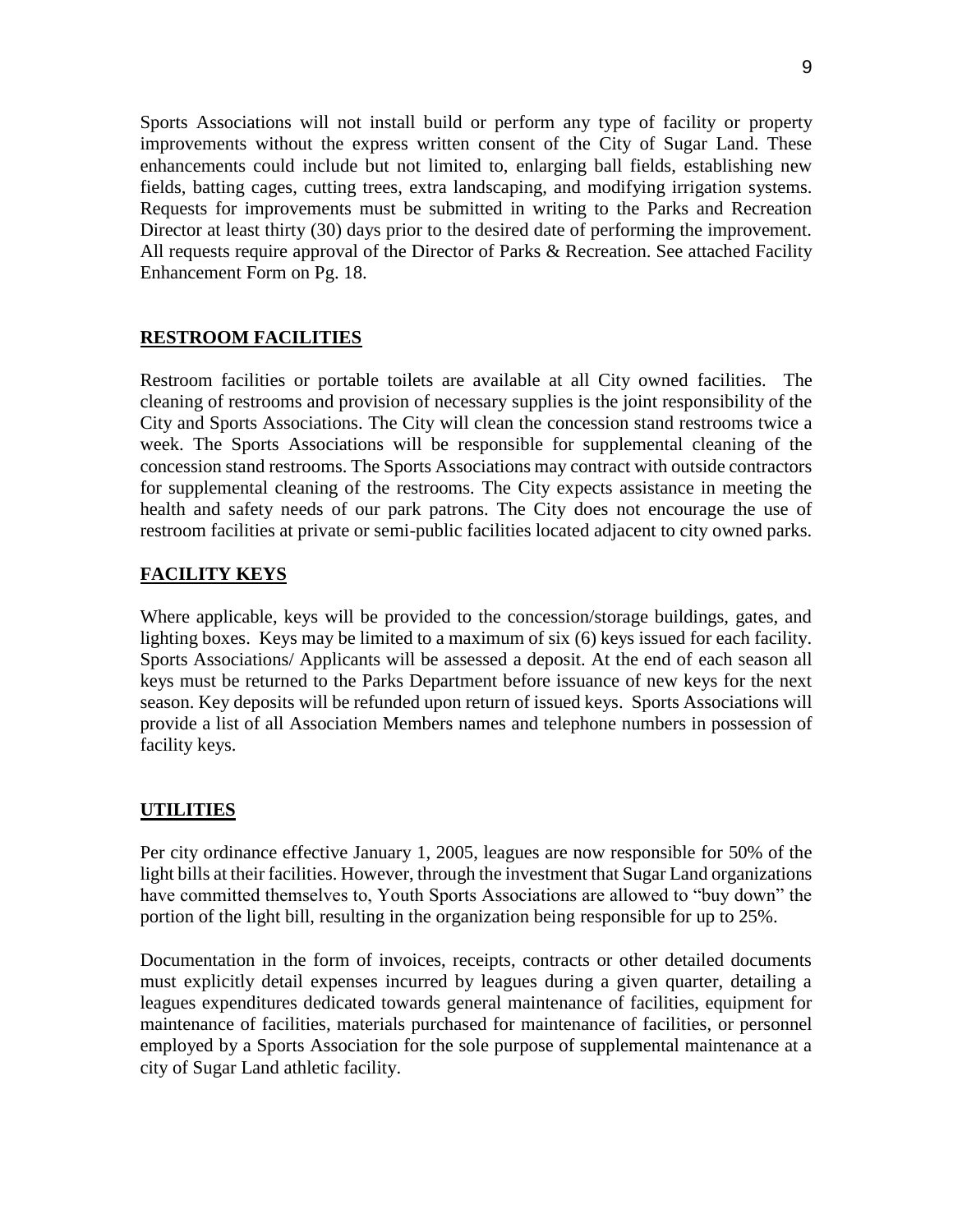Sports Associations will not install build or perform any type of facility or property improvements without the express written consent of the City of Sugar Land. These enhancements could include but not limited to, enlarging ball fields, establishing new fields, batting cages, cutting trees, extra landscaping, and modifying irrigation systems. Requests for improvements must be submitted in writing to the Parks and Recreation Director at least thirty (30) days prior to the desired date of performing the improvement. All requests require approval of the Director of Parks & Recreation. See attached Facility Enhancement Form on Pg. 18.

## RESTROOM FACILITIES

Restroom facilities or portable toilets are available at all City owned facilities. The cleaning of restrooms and provision of necessary supplies is the joint responsibility of the City and Sports Associations. The City will clean the concession stand restrooms twice a week. The Sports Associations will be responsible for supplemental cleaning of the concession stand restrooms. The Sports Associations may contract with outside contractors for supplemental cleaning of the restrooms. The City expects assistance in meeting the health and safety needs of our park patrons. The City does not encourage the use of restroom facilities at private or semi-public facilities located adjacent to city owned parks.

## FACILITY KEYS

Where applicable, keys will be provided to the concession/storage buildings, gates, and lighting boxes. Keys may be limited to a maximum of six (6) keys issued for each facility. Sports Associations/ Applicants will be assessed a deposit. At the end of each season all keys must be returned to the Parks Department before issuance of new keys for the next season. Key deposits will be refunded upon return of issued keys. Sports Associations will provide a list of all Association Members names and telephone numbers in possession of facility keys.

## UTILITIES

Per city ordinance effective January 1, 2005, leagues are now responsible for 50% of the light bills at their facilities. However, through the investment that Sugar Land organizations have committed themselves to, Youth Sports Associations are allowed to "buy down" the portion of the light bill, resulting in the organization being responsible for up to 25%.

Documentation in the form of invoices, receipts, contracts or other detailed documents must explicitly detail expenses incurred by leagues during a given quarter, detailing a leagues expenditures dedicated towards general maintenance of facilities, equipment for maintenance of facilities, materials purchased for maintenance of facilities, or personnel employed by a Sports Association for the sole purpose of supplemental maintenance at a city of Sugar Land athletic facility.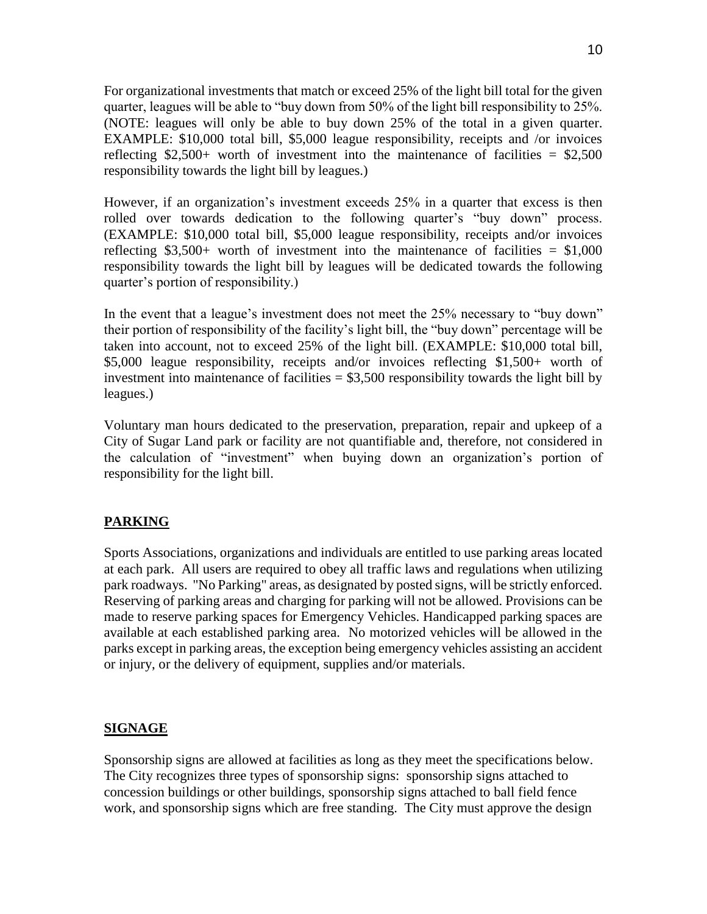For organizational investments that match or exceed 25% of the light bill total for the given quarter, leagues will be able to "buy down from 50% of the light bill responsibility to 25%. (NOTE: leagues will only be able to buy down 25% of the total in a given quarter. EXAMPLE: $10,000 total bill, $5,000 league responsibility, receipts and /or invoices reflecting $2,500+ worth of investment into the maintenance of facilities = $2,500 responsibility towards the light bill by leagues.)

However, if an organization's investment exceeds 25% in a quarter that excess is then rolled over towards dedication to the following quarter's "buy down" process. (EXAMPLE: $10,000 total bill, $5,000 league responsibility, receipts and/or invoices reflecting $3,500+ worth of investment into the maintenance of facilities = $1,000 responsibility towards the light bill by leagues will be dedicated towards the following quarter's portion of responsibility.)

In the event that a league's investment does not meet the 25% necessary to "buy down" their portion of responsibility of the facility's light bill, the "buy down" percentage will be taken into account, not to exceed 25% of the light bill. (EXAMPLE: $10,000 total bill, $5,000 league responsibility, receipts and/or invoices reflecting $1,500+ worth of investment into maintenance of facilities = $3,500 responsibility towards the light bill by leagues.)

Voluntary man hours dedicated to the preservation, preparation, repair and upkeep of a City of Sugar Land park or facility are not quantifiable and, therefore, not considered in the calculation of "investment" when buying down an organization's portion of responsibility for the light bill.

## PARKING

Sports Associations, organizations and individuals are entitled to use parking areas located at each park. All users are required to obey all traffic laws and regulations when utilizing park roadways. "No Parking" areas, as designated by posted signs, will be strictly enforced. Reserving of parking areas and charging for parking will not be allowed. Provisions can be made to reserve parking spaces for Emergency Vehicles. Handicapped parking spaces are available at each established parking area. No motorized vehicles will be allowed in the parks except in parking areas, the exception being emergency vehicles assisting an accident or injury, or the delivery of equipment, supplies and/or materials.

## SIGNAGE

Sponsorship signs are allowed at facilities as long as they meet the specifications below. The City recognizes three types of sponsorship signs: sponsorship signs attached to concession buildings or other buildings, sponsorship signs attached to ball field fence work, and sponsorship signs which are free standing. The City must approve the design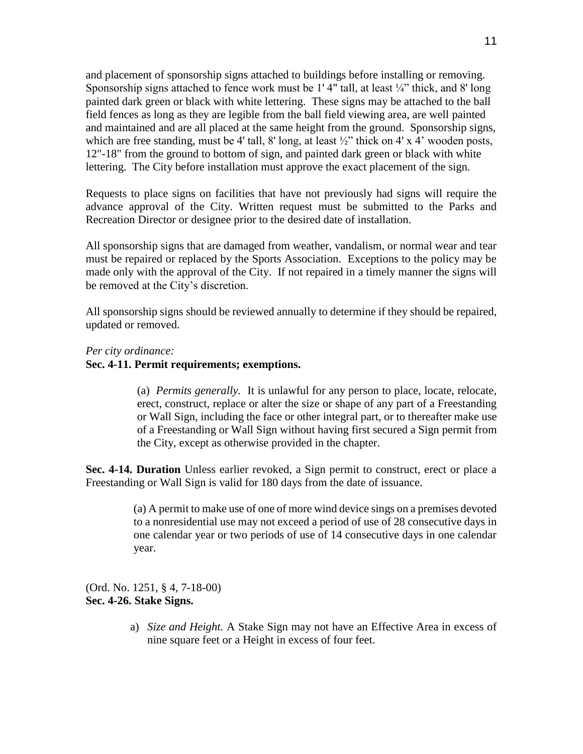and placement of sponsorship signs attached to buildings before installing or removing. Sponsorship signs attached to fence work must be 1' 4" tall, at least ¼" thick, and 8' long painted dark green or black with white lettering. These signs may be attached to the ball field fences as long as they are legible from the ball field viewing area, are well painted and maintained and are all placed at the same height from the ground. Sponsorship signs, which are free standing, must be 4' tall, 8' long, at least ½" thick on 4' x 4' wooden posts, 12"-18" from the ground to bottom of sign, and painted dark green or black with white lettering. The City before installation must approve the exact placement of the sign.

Requests to place signs on facilities that have not previously had signs will require the advance approval of the City. Written request must be submitted to the Parks and Recreation Director or designee prior to the desired date of installation.

All sponsorship signs that are damaged from weather, vandalism, or normal wear and tear must be repaired or replaced by the Sports Association. Exceptions to the policy may be made only with the approval of the City. If not repaired in a timely manner the signs will be removed at the City's discretion.

All sponsorship signs should be reviewed annually to determine if they should be repaired, updated or removed.

*Per city ordinance:*

**Sec. 4-11. Permit requirements; exemptions.**

> (a) *Permits generally.* It is unlawful for any person to place, locate, relocate, erect, construct, replace or alter the size or shape of any part of a Freestanding or Wall Sign, including the face or other integral part, or to thereafter make use of a Freestanding or Wall Sign without having first secured a Sign permit from the City, except as otherwise provided in the chapter.

**Sec. 4-14. Duration** Unless earlier revoked, a Sign permit to construct, erect or place a Freestanding or Wall Sign is valid for 180 days from the date of issuance.

> (a) A permit to make use of one of more wind device sings on a premises devoted to a nonresidential use may not exceed a period of use of 28 consecutive days in one calendar year or two periods of use of 14 consecutive days in one calendar year.

(Ord. No. 1251, § 4, 7-18-00)

**Sec. 4-26. Stake Signs.**

> a) *Size and Height.* A Stake Sign may not have an Effective Area in excess of nine square feet or a Height in excess of four feet.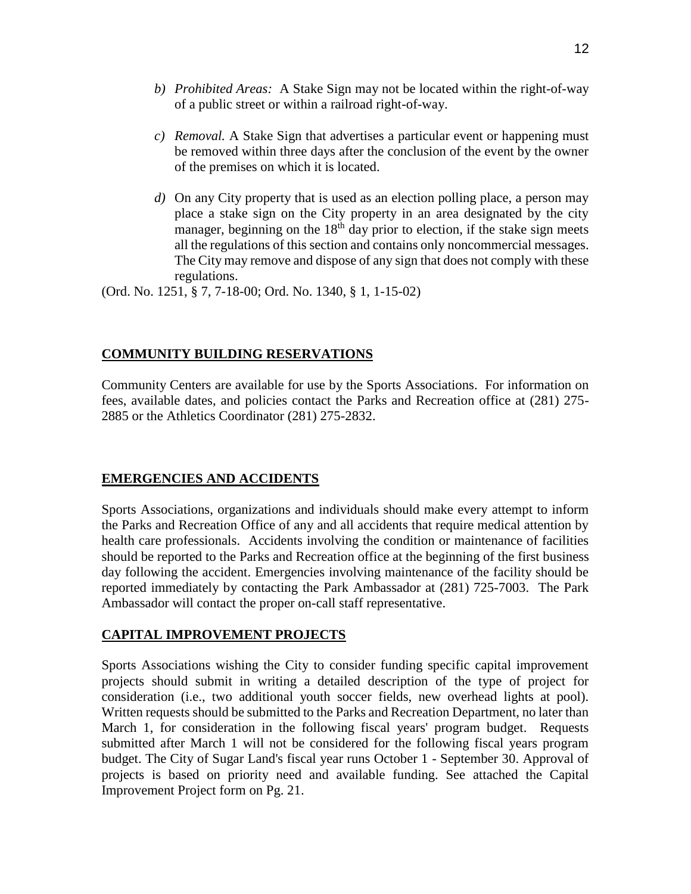b) *Prohibited Areas:* A Stake Sign may not be located within the right-of-way of a public street or within a railroad right-of-way.

c) *Removal.* A Stake Sign that advertises a particular event or happening must be removed within three days after the conclusion of the event by the owner of the premises on which it is located.

d) On any City property that is used as an election polling place, a person may place a stake sign on the City property in an area designated by the city manager, beginning on the 18th day prior to election, if the stake sign meets all the regulations of this section and contains only noncommercial messages. The City may remove and dispose of any sign that does not comply with these regulations.

(Ord. No. 1251, § 7, 7-18-00; Ord. No. 1340, § 1, 1-15-02)

## COMMUNITY BUILDING RESERVATIONS

Community Centers are available for use by the Sports Associations. For information on fees, available dates, and policies contact the Parks and Recreation office at (281) 275-2885 or the Athletics Coordinator (281) 275-2832.

## EMERGENCIES AND ACCIDENTS

Sports Associations, organizations and individuals should make every attempt to inform the Parks and Recreation Office of any and all accidents that require medical attention by health care professionals. Accidents involving the condition or maintenance of facilities should be reported to the Parks and Recreation office at the beginning of the first business day following the accident. Emergencies involving maintenance of the facility should be reported immediately by contacting the Park Ambassador at (281) 725-7003. The Park Ambassador will contact the proper on-call staff representative.

## CAPITAL IMPROVEMENT PROJECTS

Sports Associations wishing the City to consider funding specific capital improvement projects should submit in writing a detailed description of the type of project for consideration (i.e., two additional youth soccer fields, new overhead lights at pool). Written requests should be submitted to the Parks and Recreation Department, no later than March 1, for consideration in the following fiscal years' program budget. Requests submitted after March 1 will not be considered for the following fiscal years program budget. The City of Sugar Land's fiscal year runs October 1 - September 30. Approval of projects is based on priority need and available funding. See attached the Capital Improvement Project form on Pg. 21.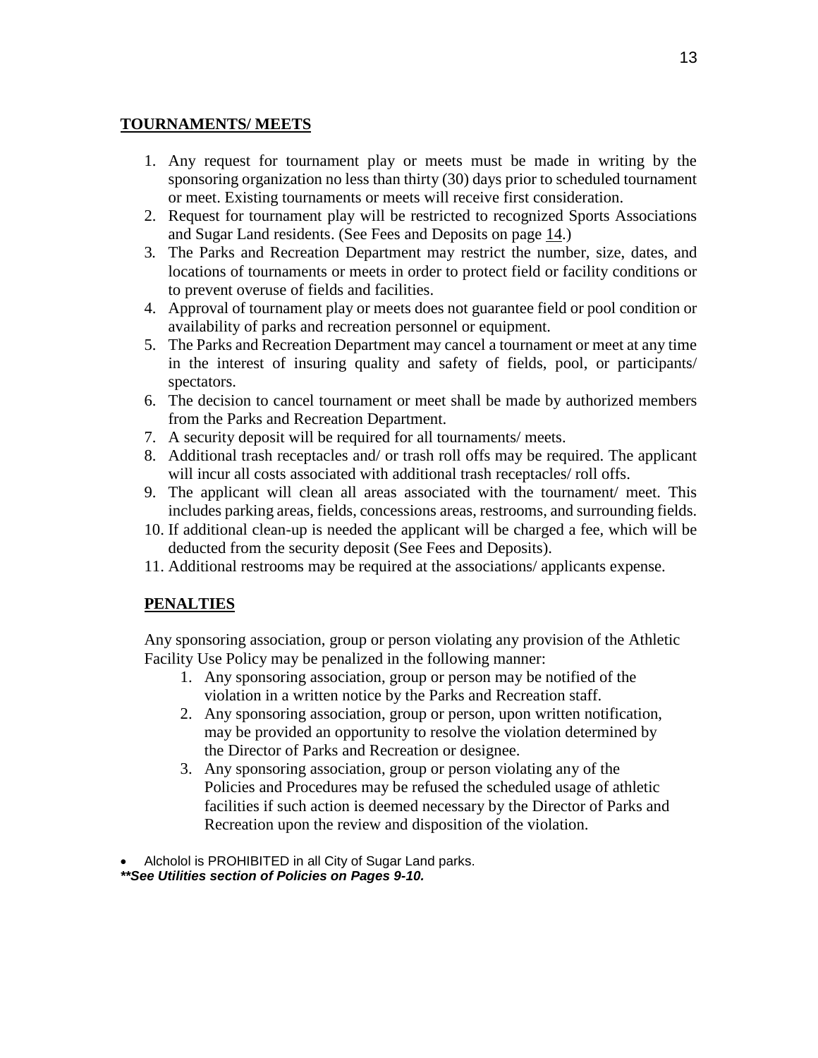## TOURNAMENTS/ MEETS

1. Any request for tournament play or meets must be made in writing by the sponsoring organization no less than thirty (30) days prior to scheduled tournament or meet. Existing tournaments or meets will receive first consideration.
2. Request for tournament play will be restricted to recognized Sports Associations and Sugar Land residents. (See Fees and Deposits on page 14.)
3. The Parks and Recreation Department may restrict the number, size, dates, and locations of tournaments or meets in order to protect field or facility conditions or to prevent overuse of fields and facilities.
4. Approval of tournament play or meets does not guarantee field or pool condition or availability of parks and recreation personnel or equipment.
5. The Parks and Recreation Department may cancel a tournament or meet at any time in the interest of insuring quality and safety of fields, pool, or participants/ spectators.
6. The decision to cancel tournament or meet shall be made by authorized members from the Parks and Recreation Department.
7. A security deposit will be required for all tournaments/ meets.
8. Additional trash receptacles and/ or trash roll offs may be required. The applicant will incur all costs associated with additional trash receptacles/ roll offs.
9. The applicant will clean all areas associated with the tournament/ meet. This includes parking areas, fields, concessions areas, restrooms, and surrounding fields.
10. If additional clean-up is needed the applicant will be charged a fee, which will be deducted from the security deposit (See Fees and Deposits).
11. Additional restrooms may be required at the associations/ applicants expense.

## PENALTIES

Any sponsoring association, group or person violating any provision of the Athletic Facility Use Policy may be penalized in the following manner:

1. Any sponsoring association, group or person may be notified of the violation in a written notice by the Parks and Recreation staff.
2. Any sponsoring association, group or person, upon written notification, may be provided an opportunity to resolve the violation determined by the Director of Parks and Recreation or designee.
3. Any sponsoring association, group or person violating any of the Policies and Procedures may be refused the scheduled usage of athletic facilities if such action is deemed necessary by the Director of Parks and Recreation upon the review and disposition of the violation.

- Alcholol is PROHIBITED in all City of Sugar Land parks.

***\*\*See Utilities section of Policies on Pages 9-10.***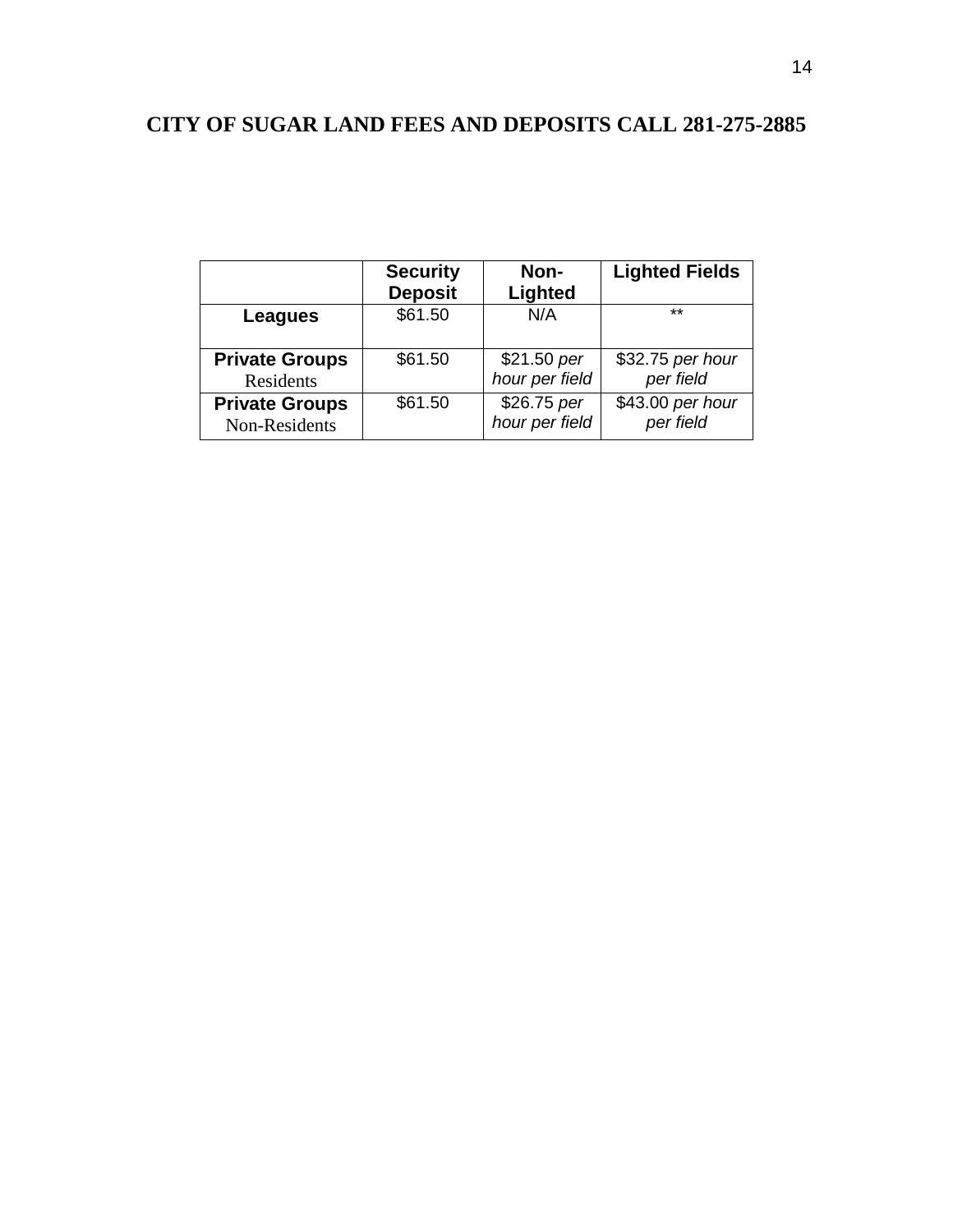# CITY OF SUGAR LAND FEES AND DEPOSITS CALL 281-275-2885

| | **Security Deposit** | **Non-Lighted** | **Lighted Fields** |
|---|---|---|---|
| **Leagues** | $61.50 | N/A | ** |
| **Private Groups** Residents | $61.50 | $21.50 *per hour per field* | $32.75 *per hour per field* |
| **Private Groups** Non-Residents | $61.50 | $26.75 *per hour per field* | $43.00 *per hour per field* |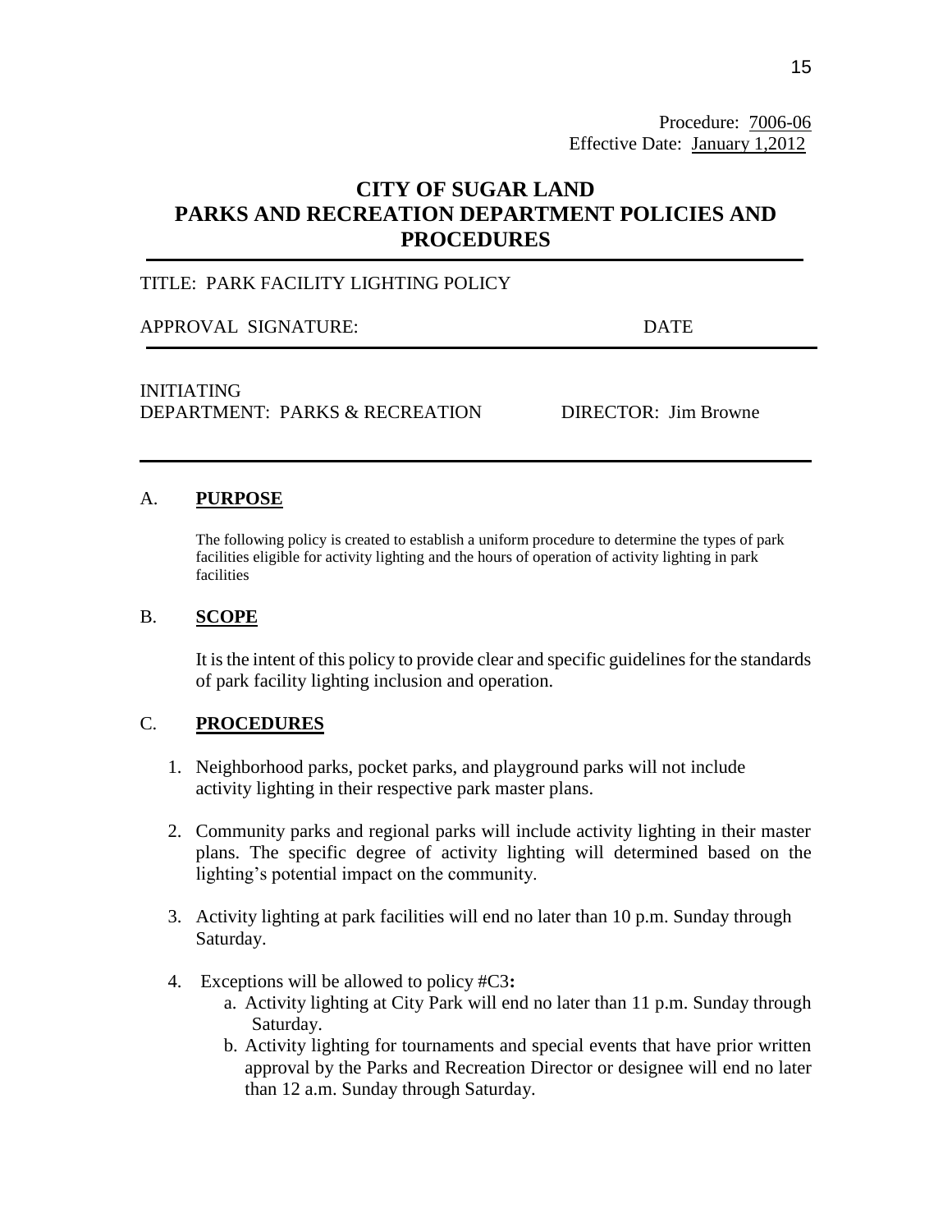Procedure: 7006-06
Effective Date: January 1,2012

# CITY OF SUGAR LAND
# PARKS AND RECREATION DEPARTMENT POLICIES AND PROCEDURES

TITLE: PARK FACILITY LIGHTING POLICY

APPROVAL SIGNATURE: DATE

INITIATING
DEPARTMENT: PARKS & RECREATION DIRECTOR: Jim Browne

## A. PURPOSE

The following policy is created to establish a uniform procedure to determine the types of park facilities eligible for activity lighting and the hours of operation of activity lighting in park facilities

## B. SCOPE

It is the intent of this policy to provide clear and specific guidelines for the standards of park facility lighting inclusion and operation.

## C. PROCEDURES

1. Neighborhood parks, pocket parks, and playground parks will not include activity lighting in their respective park master plans.

2. Community parks and regional parks will include activity lighting in their master plans. The specific degree of activity lighting will determined based on the lighting's potential impact on the community.

3. Activity lighting at park facilities will end no later than 10 p.m. Sunday through Saturday.

4. Exceptions will be allowed to policy #C3**:**
   a. Activity lighting at City Park will end no later than 11 p.m. Sunday through Saturday.
   b. Activity lighting for tournaments and special events that have prior written approval by the Parks and Recreation Director or designee will end no later than 12 a.m. Sunday through Saturday.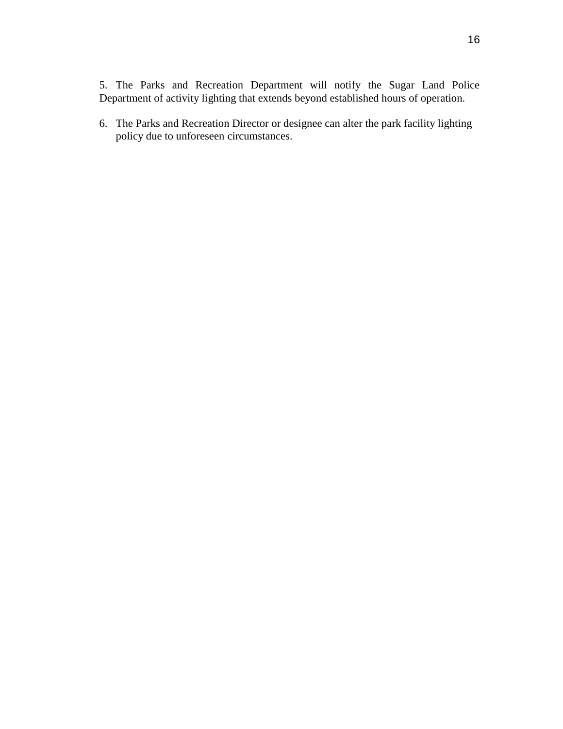5. The Parks and Recreation Department will notify the Sugar Land Police Department of activity lighting that extends beyond established hours of operation.

6. The Parks and Recreation Director or designee can alter the park facility lighting policy due to unforeseen circumstances.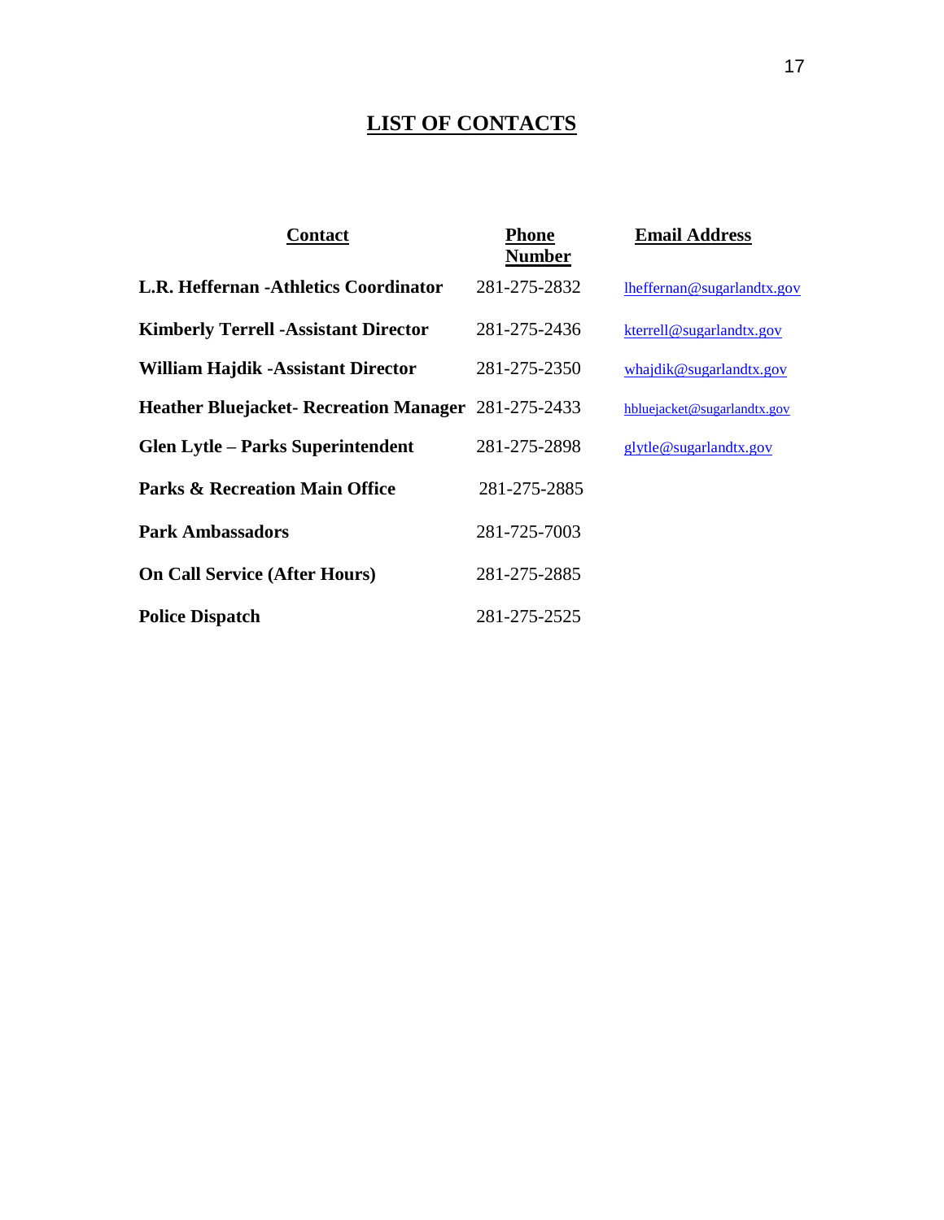# LIST OF CONTACTS

| Contact | Phone Number | Email Address |
|---|---|---|
| **L.R. Heffernan -Athletics Coordinator** | 281-275-2832 | lheffernan@sugarlandtx.gov |
| **Kimberly Terrell -Assistant Director** | 281-275-2436 | kterrell@sugarlandtx.gov |
| **William Hajdik -Assistant Director** | 281-275-2350 | whajdik@sugarlandtx.gov |
| **Heather Bluejacket- Recreation Manager** | 281-275-2433 | hbluejacket@sugarlandtx.gov |
| **Glen Lytle – Parks Superintendent** | 281-275-2898 | glytle@sugarlandtx.gov |
| **Parks & Recreation Main Office** | 281-275-2885 | |
| **Park Ambassadors** | 281-725-7003 | |
| **On Call Service (After Hours)** | 281-275-2885 | |
| **Police Dispatch** | 281-275-2525 | |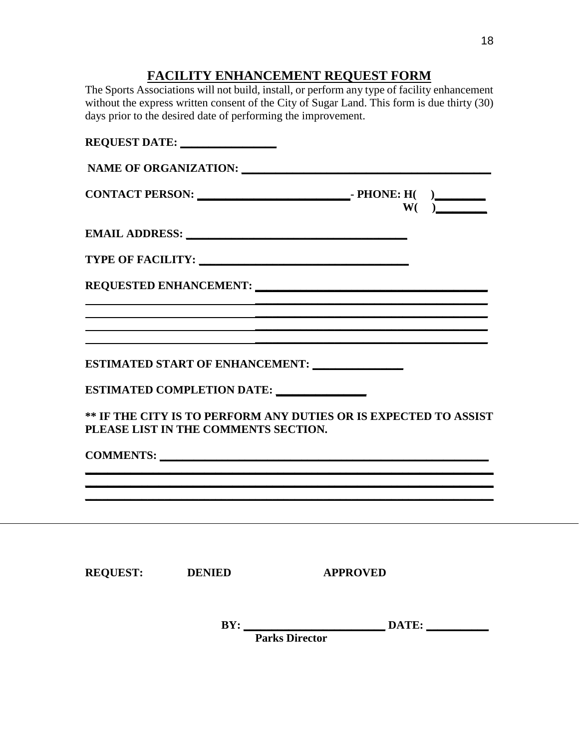# FACILITY ENHANCEMENT REQUEST FORM

The Sports Associations will not build, install, or perform any type of facility enhancement without the express written consent of the City of Sugar Land. This form is due thirty (30) days prior to the desired date of performing the improvement.

**REQUEST DATE:** ________________

**NAME OF ORGANIZATION:** ________________________________________

**CONTACT PERSON:** _________________________ **- PHONE: H(    )**________
**W(    )**________

**EMAIL ADDRESS:** ____________________________________

**TYPE OF FACILITY:** __________________________________

**REQUESTED ENHANCEMENT:** ______________________________________
____________________________________________________________________
____________________________________________________________________
____________________________________________________________________
____________________________________________________________________

**ESTIMATED START OF ENHANCEMENT:** _______________

**ESTIMATED COMPLETION DATE:** _______________

**** IF THE CITY IS TO PERFORM ANY DUTIES OR IS EXPECTED TO ASSIST PLEASE LIST IN THE COMMENTS SECTION.**

**COMMENTS:** _______________________________________________________
____________________________________________________________________
____________________________________________________________________
____________________________________________________________________

---

**REQUEST:** **DENIED** **APPROVED**

**BY:** ________________________ **DATE:** ___________
**Parks Director**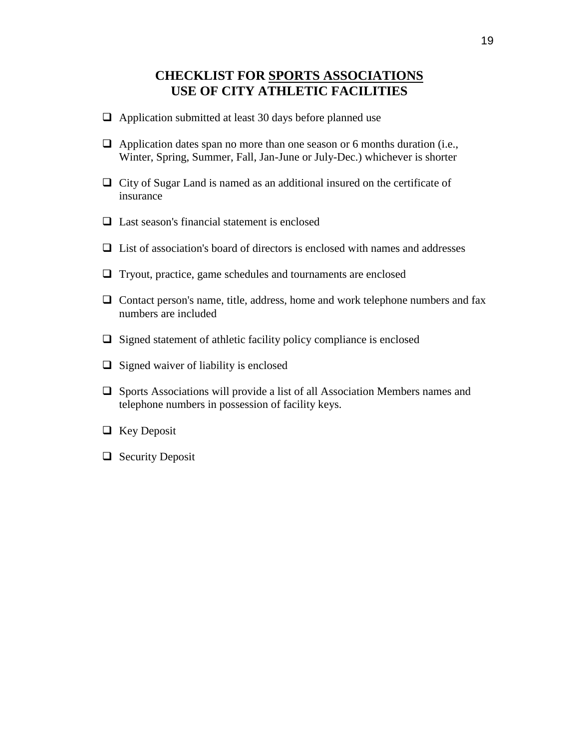# CHECKLIST FOR <u>SPORTS ASSOCIATIONS</u> USE OF CITY ATHLETIC FACILITIES

- [ ] Application submitted at least 30 days before planned use
- [ ] Application dates span no more than one season or 6 months duration (i.e., Winter, Spring, Summer, Fall, Jan-June or July-Dec.) whichever is shorter
- [ ] City of Sugar Land is named as an additional insured on the certificate of insurance
- [ ] Last season's financial statement is enclosed
- [ ] List of association's board of directors is enclosed with names and addresses
- [ ] Tryout, practice, game schedules and tournaments are enclosed
- [ ] Contact person's name, title, address, home and work telephone numbers and fax numbers are included
- [ ] Signed statement of athletic facility policy compliance is enclosed
- [ ] Signed waiver of liability is enclosed
- [ ] Sports Associations will provide a list of all Association Members names and telephone numbers in possession of facility keys.
- [ ] Key Deposit
- [ ] Security Deposit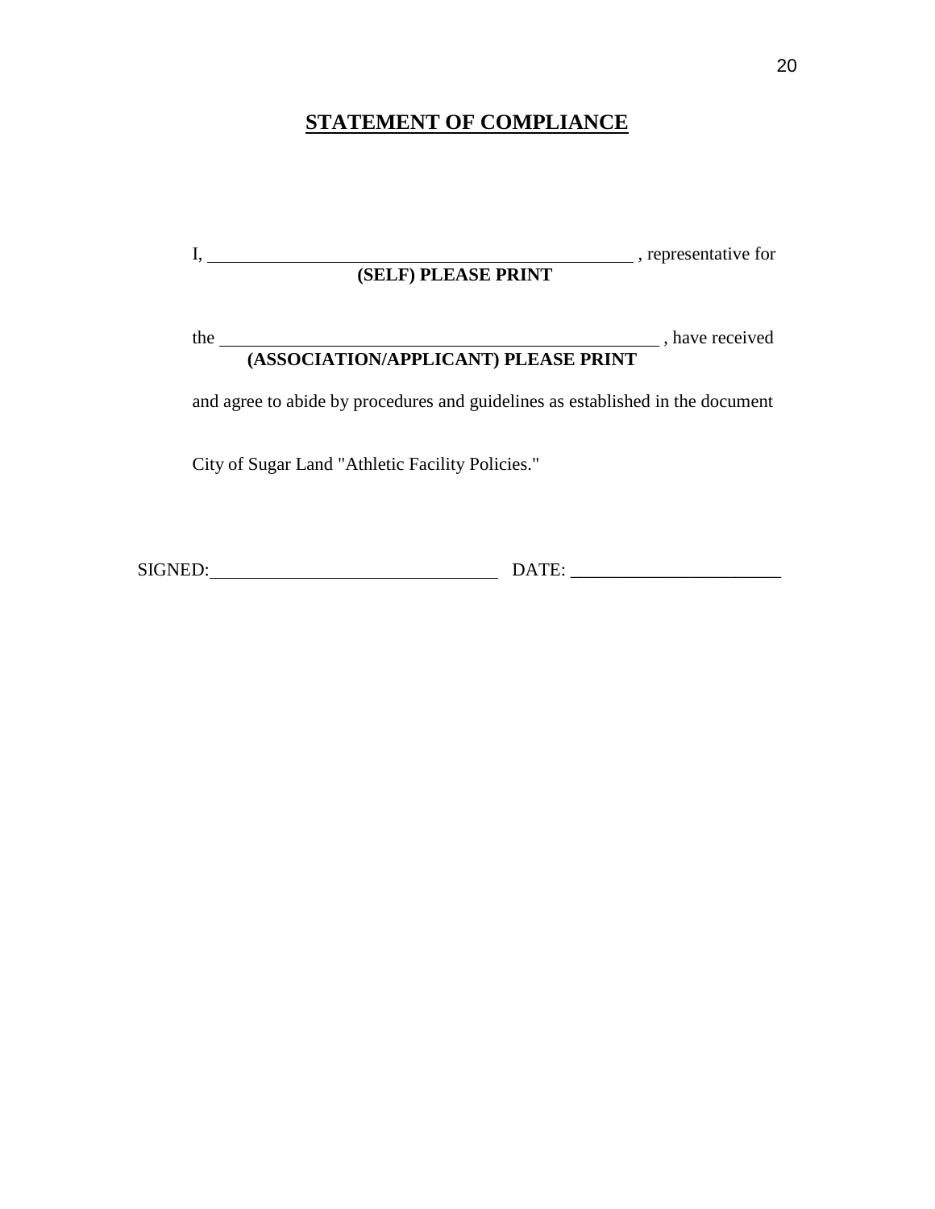# STATEMENT OF COMPLIANCE

I, \_\_\_\_\_\_\_\_\_\_\_\_\_\_\_\_\_\_\_\_\_\_\_\_\_\_\_\_\_\_\_\_\_\_\_\_\_\_\_\_\_\_\_\_\_\_\_\_ , representative for

**(SELF) PLEASE PRINT**

the \_\_\_\_\_\_\_\_\_\_\_\_\_\_\_\_\_\_\_\_\_\_\_\_\_\_\_\_\_\_\_\_\_\_\_\_\_\_\_\_\_\_\_\_\_\_\_\_ , have received

**(ASSOCIATION/APPLICANT) PLEASE PRINT**

and agree to abide by procedures and guidelines as established in the document

City of Sugar Land "Athletic Facility Policies."

SIGNED:\_\_\_\_\_\_\_\_\_\_\_\_\_\_\_\_\_\_\_\_\_\_\_\_\_\_\_\_\_\_\_\_ DATE: \_\_\_\_\_\_\_\_\_\_\_\_\_\_\_\_\_\_\_\_\_\_\_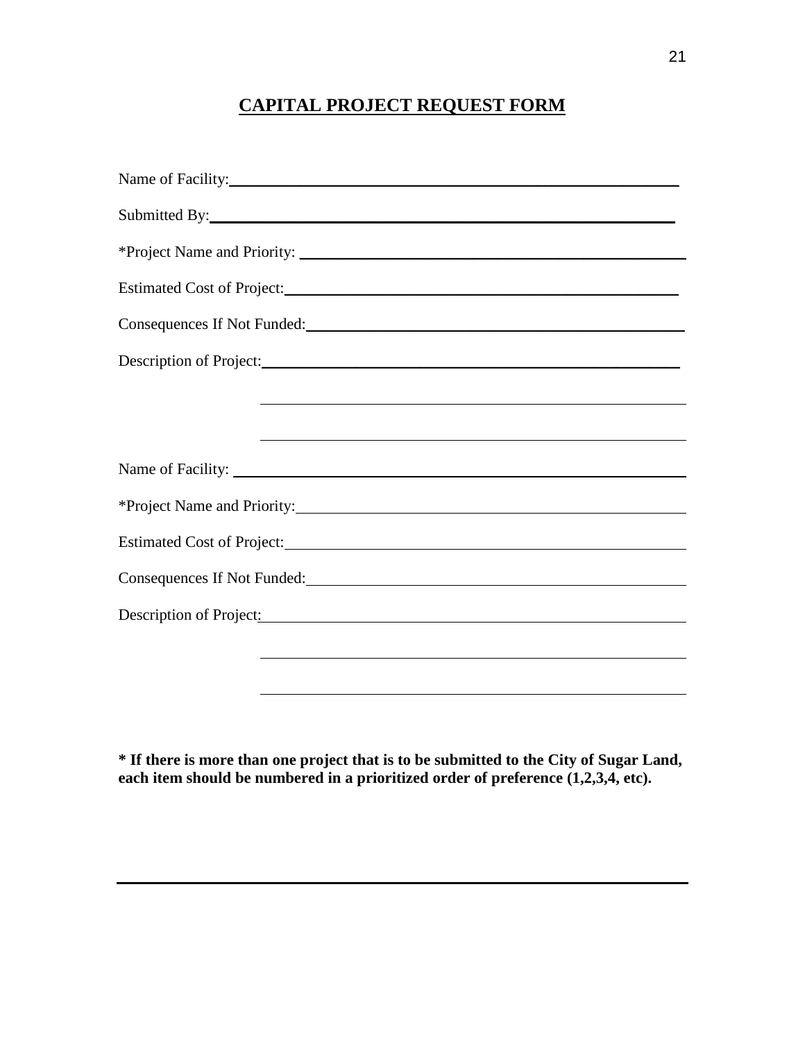# **CAPITAL PROJECT REQUEST FORM**

Name of Facility:\_\_\_\_\_\_\_\_\_\_\_\_\_\_\_\_\_\_\_\_\_\_\_\_\_\_\_\_\_\_\_\_\_\_\_\_\_\_\_\_\_\_\_\_\_\_\_\_\_\_\_\_

Submitted By:\_\_\_\_\_\_\_\_\_\_\_\_\_\_\_\_\_\_\_\_\_\_\_\_\_\_\_\_\_\_\_\_\_\_\_\_\_\_\_\_\_\_\_\_\_\_\_\_\_\_\_\_\_\_

*Project Name and Priority: \_\_\_\_\_\_\_\_\_\_\_\_\_\_\_\_\_\_\_\_\_\_\_\_\_\_\_\_\_\_\_\_\_\_\_\_\_\_\_\_\_\_\_

Estimated Cost of Project:\_\_\_\_\_\_\_\_\_\_\_\_\_\_\_\_\_\_\_\_\_\_\_\_\_\_\_\_\_\_\_\_\_\_\_\_\_\_\_\_\_\_\_\_

Consequences If Not Funded:\_\_\_\_\_\_\_\_\_\_\_\_\_\_\_\_\_\_\_\_\_\_\_\_\_\_\_\_\_\_\_\_\_\_\_\_\_\_\_\_\_\_

Description of Project:\_\_\_\_\_\_\_\_\_\_\_\_\_\_\_\_\_\_\_\_\_\_\_\_\_\_\_\_\_\_\_\_\_\_\_\_\_\_\_\_\_\_\_\_\_\_\_

\_\_\_\_\_\_\_\_\_\_\_\_\_\_\_\_\_\_\_\_\_\_\_\_\_\_\_\_\_\_\_\_\_\_\_\_\_\_\_\_\_\_\_\_\_\_\_\_\_

\_\_\_\_\_\_\_\_\_\_\_\_\_\_\_\_\_\_\_\_\_\_\_\_\_\_\_\_\_\_\_\_\_\_\_\_\_\_\_\_\_\_\_\_\_\_\_\_\_

Name of Facility: \_\_\_\_\_\_\_\_\_\_\_\_\_\_\_\_\_\_\_\_\_\_\_\_\_\_\_\_\_\_\_\_\_\_\_\_\_\_\_\_\_\_\_\_\_\_\_\_\_\_\_

*Project Name and Priority:\_\_\_\_\_\_\_\_\_\_\_\_\_\_\_\_\_\_\_\_\_\_\_\_\_\_\_\_\_\_\_\_\_\_\_\_\_\_\_\_\_\_\_

Estimated Cost of Project:\_\_\_\_\_\_\_\_\_\_\_\_\_\_\_\_\_\_\_\_\_\_\_\_\_\_\_\_\_\_\_\_\_\_\_\_\_\_\_\_\_\_\_\_

Consequences If Not Funded:\_\_\_\_\_\_\_\_\_\_\_\_\_\_\_\_\_\_\_\_\_\_\_\_\_\_\_\_\_\_\_\_\_\_\_\_\_\_\_\_\_\_

Description of Project:\_\_\_\_\_\_\_\_\_\_\_\_\_\_\_\_\_\_\_\_\_\_\_\_\_\_\_\_\_\_\_\_\_\_\_\_\_\_\_\_\_\_\_\_\_\_\_

\_\_\_\_\_\_\_\_\_\_\_\_\_\_\_\_\_\_\_\_\_\_\_\_\_\_\_\_\_\_\_\_\_\_\_\_\_\_\_\_\_\_\_\_\_\_\_\_\_

\_\_\_\_\_\_\_\_\_\_\_\_\_\_\_\_\_\_\_\_\_\_\_\_\_\_\_\_\_\_\_\_\_\_\_\_\_\_\_\_\_\_\_\_\_\_\_\_\_

**\* If there is more than one project that is to be submitted to the City of Sugar Land, each item should be numbered in a prioritized order of preference (1,2,3,4, etc).**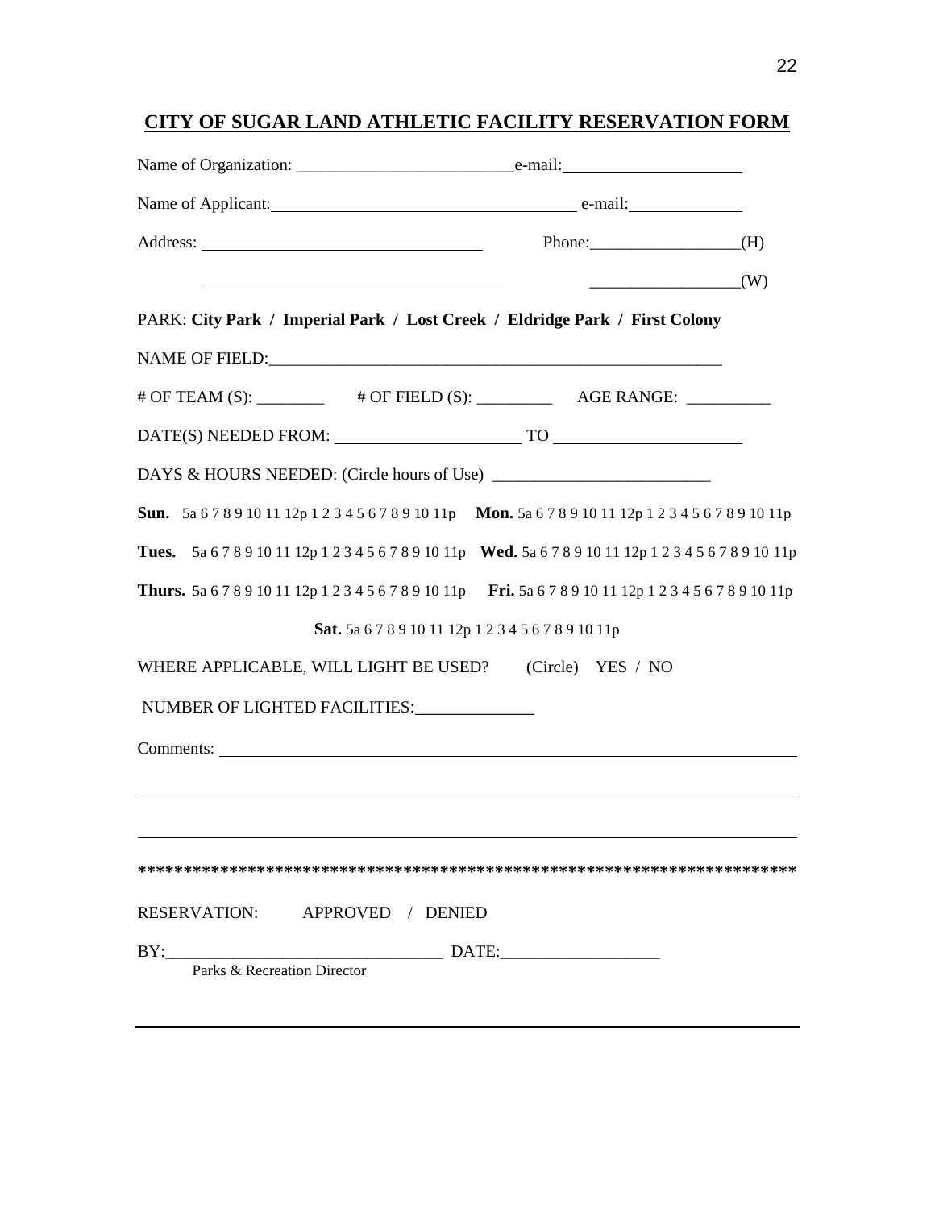## CITY OF SUGAR LAND ATHLETIC FACILITY RESERVATION FORM

Name of Organization: ___________________________e-mail:______________________

Name of Applicant:______________________________________ e-mail:______________

Address: ___________________________________ Phone:__________________(H)

___________________________________ __________________(W)

PARK: **City Park / Imperial Park / Lost Creek / Eldridge Park / First Colony**

NAME OF FIELD:___________________________________________________________

# OF TEAM (S): ________ # OF FIELD (S): _________ AGE RANGE: __________

DATE(S) NEEDED FROM: ______________________ TO ______________________

DAYS & HOURS NEEDED: (Circle hours of Use) __________________________

**Sun.** 5a 6 7 8 9 10 11 12p 1 2 3 4 5 6 7 8 9 10 11p **Mon.** 5a 6 7 8 9 10 11 12p 1 2 3 4 5 6 7 8 9 10 11p

**Tues.** 5a 6 7 8 9 10 11 12p 1 2 3 4 5 6 7 8 9 10 11p **Wed.** 5a 6 7 8 9 10 11 12p 1 2 3 4 5 6 7 8 9 10 11p

**Thurs.** 5a 6 7 8 9 10 11 12p 1 2 3 4 5 6 7 8 9 10 11p **Fri.** 5a 6 7 8 9 10 11 12p 1 2 3 4 5 6 7 8 9 10 11p

**Sat.** 5a 6 7 8 9 10 11 12p 1 2 3 4 5 6 7 8 9 10 11p

WHERE APPLICABLE, WILL LIGHT BE USED? (Circle) YES / NO

NUMBER OF LIGHTED FACILITIES:______________

Comments: ______________________________________________________________

________________________________________________________________________

________________________________________________________________________

**************************************************************************

RESERVATION: APPROVED / DENIED

BY:_________________________________ DATE:___________________

Parks & Recreation Director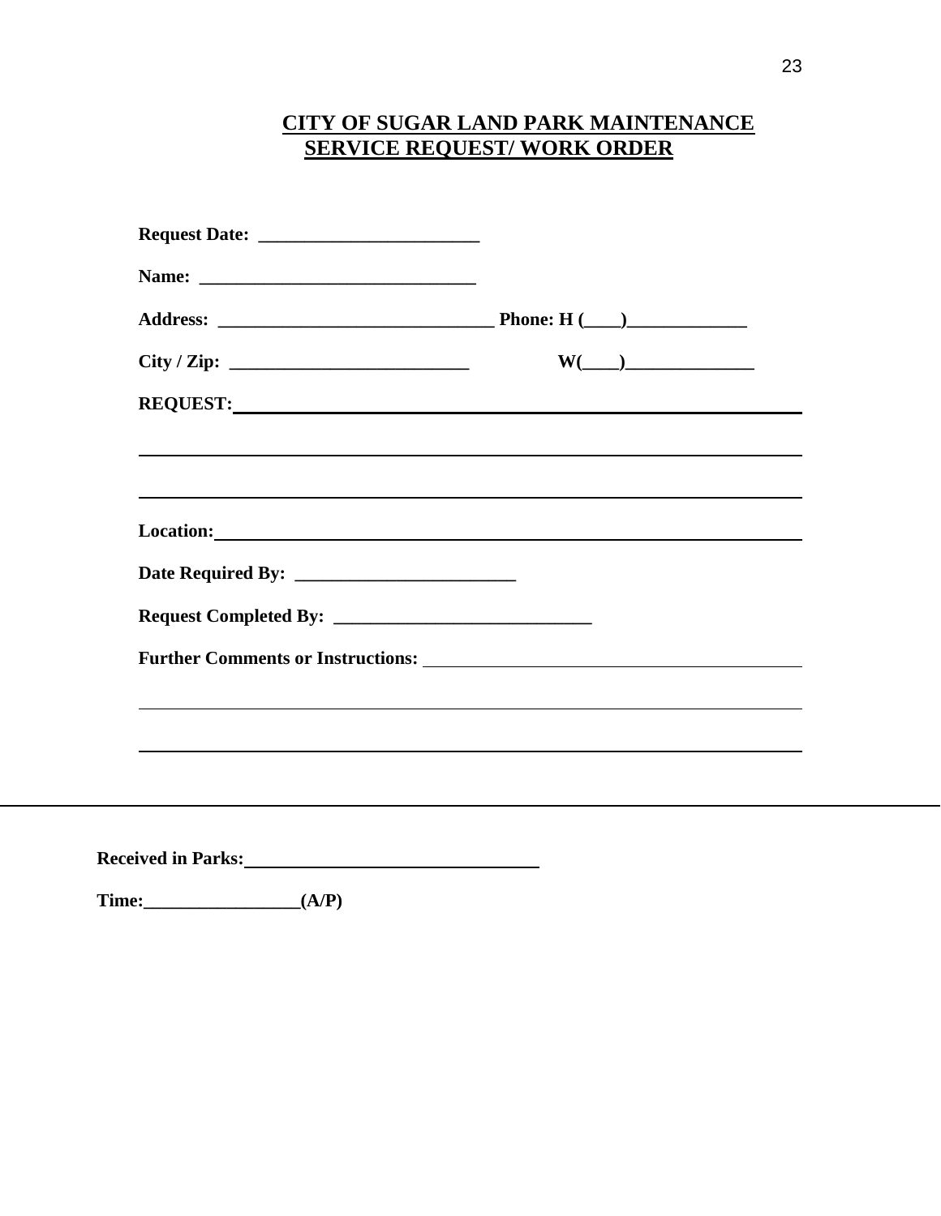# CITY OF SUGAR LAND PARK MAINTENANCE SERVICE REQUEST/ WORK ORDER

**Request Date:** ________________________

**Name:** ______________________________

**Address:** ______________________________ **Phone: H (____)**_____________

**City / Zip:** __________________________ **W(____)**______________

**REQUEST:** ____________________________________________________________

____________________________________________________________

____________________________________________________________

**Location:** ____________________________________________________________

**Date Required By:** ________________________

**Request Completed By:** ____________________________

**Further Comments or Instructions:** ________________________________________

____________________________________________________________

____________________________________________________________

---

**Received in Parks:** ________________________________

**Time:**_________________**(A/P)**